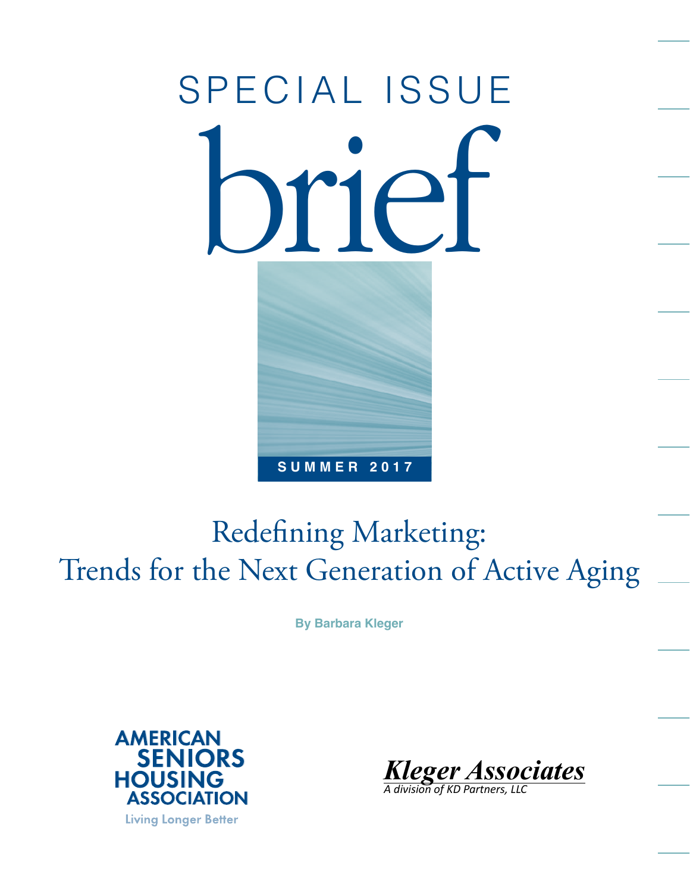SPECIAL ISSUE

# brief

**SUMMER 2017**

# Redefining Marketing: Trends for the Next Generation of Active Aging

**By Barbara Kleger**

AMERICAN SENIORS HOUSING ASSOCIATION
Living Longer Better

***Kleger Associates***
*A division of KD Partners, LLC*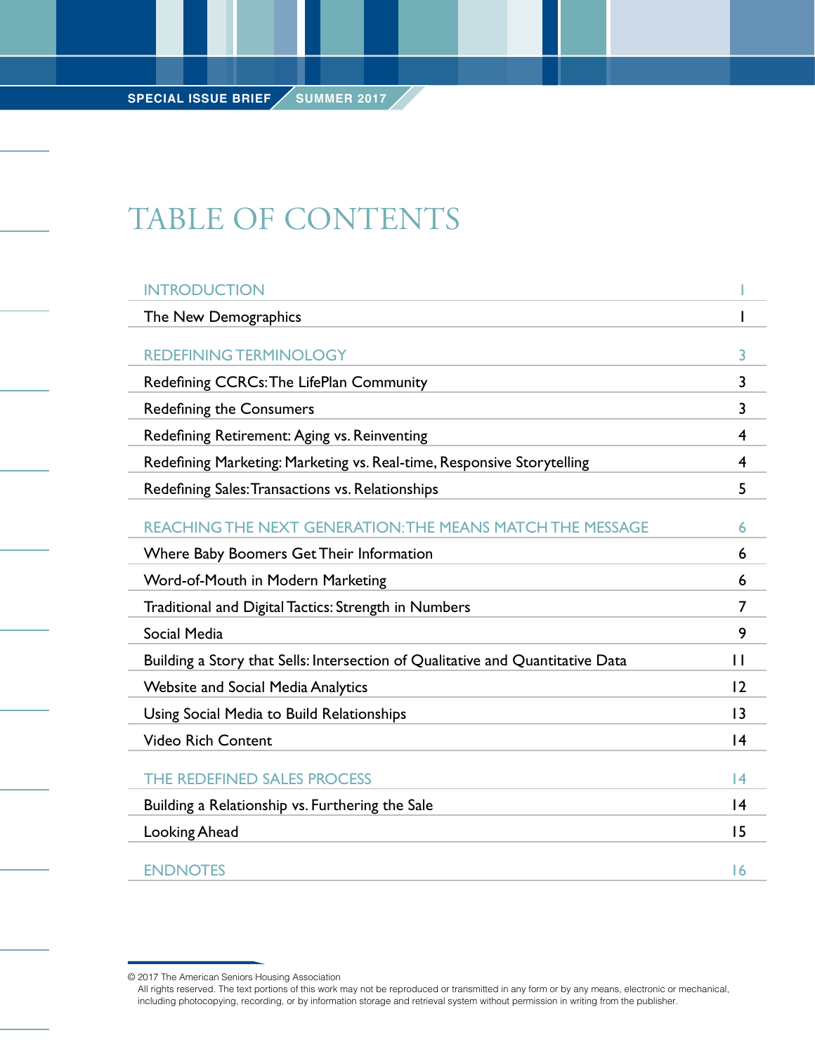SPECIAL ISSUE BRIEF / SUMMER 2017

# TABLE OF CONTENTS

| | |
|---|---|
| **INTRODUCTION** | **1** |
| The New Demographics | 1 |
| **REDEFINING TERMINOLOGY** | **3** |
| Redefining CCRCs: The LifePlan Community | 3 |
| Redefining the Consumers | 3 |
| Redefining Retirement: Aging vs. Reinventing | 4 |
| Redefining Marketing: Marketing vs. Real-time, Responsive Storytelling | 4 |
| Redefining Sales: Transactions vs. Relationships | 5 |
| **REACHING THE NEXT GENERATION: THE MEANS MATCH THE MESSAGE** | **6** |
| Where Baby Boomers Get Their Information | 6 |
| Word-of-Mouth in Modern Marketing | 6 |
| Traditional and Digital Tactics: Strength in Numbers | 7 |
| Social Media | 9 |
| Building a Story that Sells: Intersection of Qualitative and Quantitative Data | 11 |
| Website and Social Media Analytics | 12 |
| Using Social Media to Build Relationships | 13 |
| Video Rich Content | 14 |
| **THE REDEFINED SALES PROCESS** | **14** |
| Building a Relationship vs. Furthering the Sale | 14 |
| Looking Ahead | 15 |
| **ENDNOTES** | **16** |

© 2017 The American Seniors Housing Association
All rights reserved. The text portions of this work may not be reproduced or transmitted in any form or by any means, electronic or mechanical, including photocopying, recording, or by information storage and retrieval system without permission in writing from the publisher.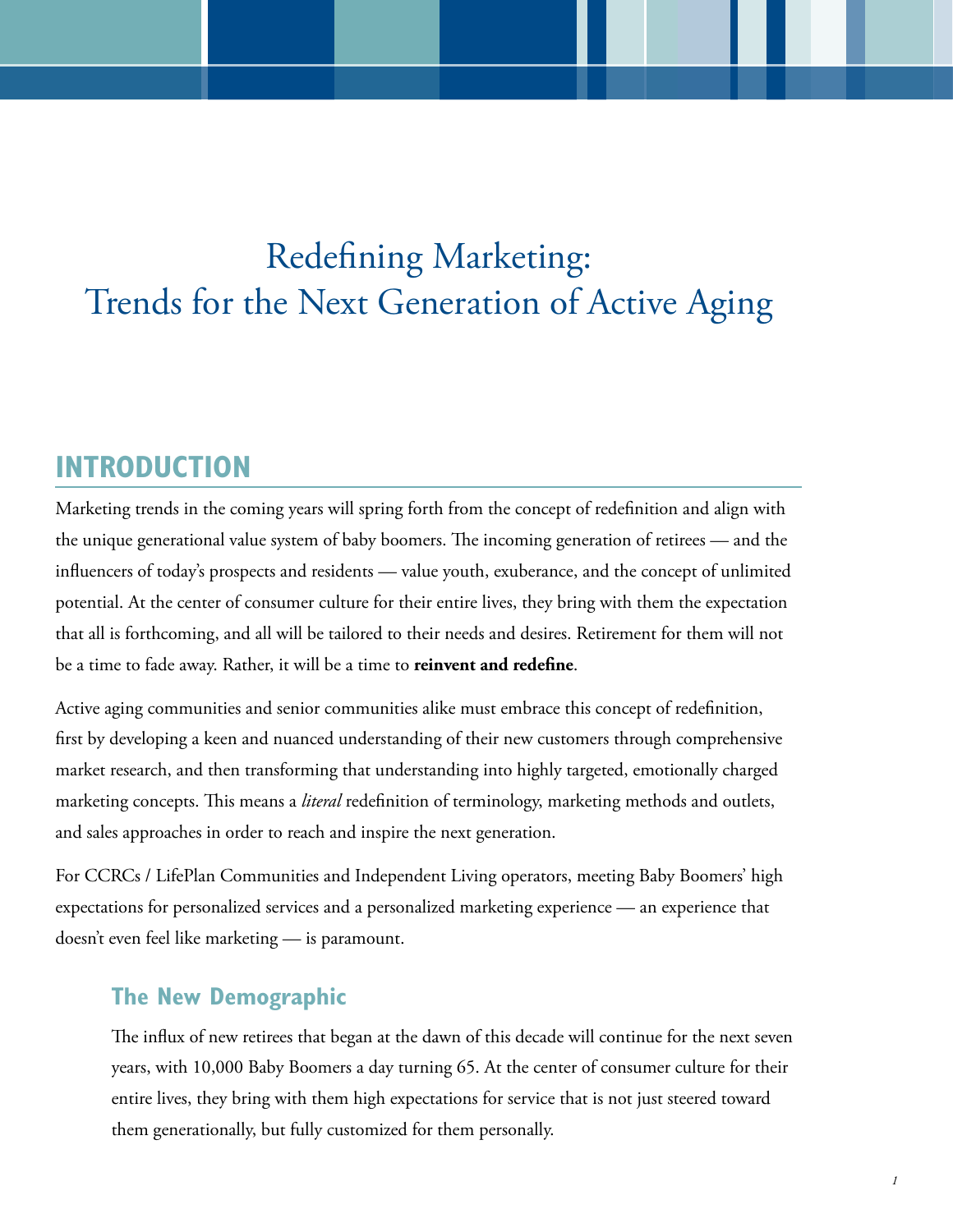# Redefining Marketing: Trends for the Next Generation of Active Aging

## INTRODUCTION

Marketing trends in the coming years will spring forth from the concept of redefinition and align with the unique generational value system of baby boomers. The incoming generation of retirees — and the influencers of today's prospects and residents — value youth, exuberance, and the concept of unlimited potential. At the center of consumer culture for their entire lives, they bring with them the expectation that all is forthcoming, and all will be tailored to their needs and desires. Retirement for them will not be a time to fade away. Rather, it will be a time to **reinvent and redefine**.

Active aging communities and senior communities alike must embrace this concept of redefinition, first by developing a keen and nuanced understanding of their new customers through comprehensive market research, and then transforming that understanding into highly targeted, emotionally charged marketing concepts. This means a *literal* redefinition of terminology, marketing methods and outlets, and sales approaches in order to reach and inspire the next generation.

For CCRCs / LifePlan Communities and Independent Living operators, meeting Baby Boomers' high expectations for personalized services and a personalized marketing experience — an experience that doesn't even feel like marketing — is paramount.

### The New Demographic

The influx of new retirees that began at the dawn of this decade will continue for the next seven years, with 10,000 Baby Boomers a day turning 65. At the center of consumer culture for their entire lives, they bring with them high expectations for service that is not just steered toward them generationally, but fully customized for them personally.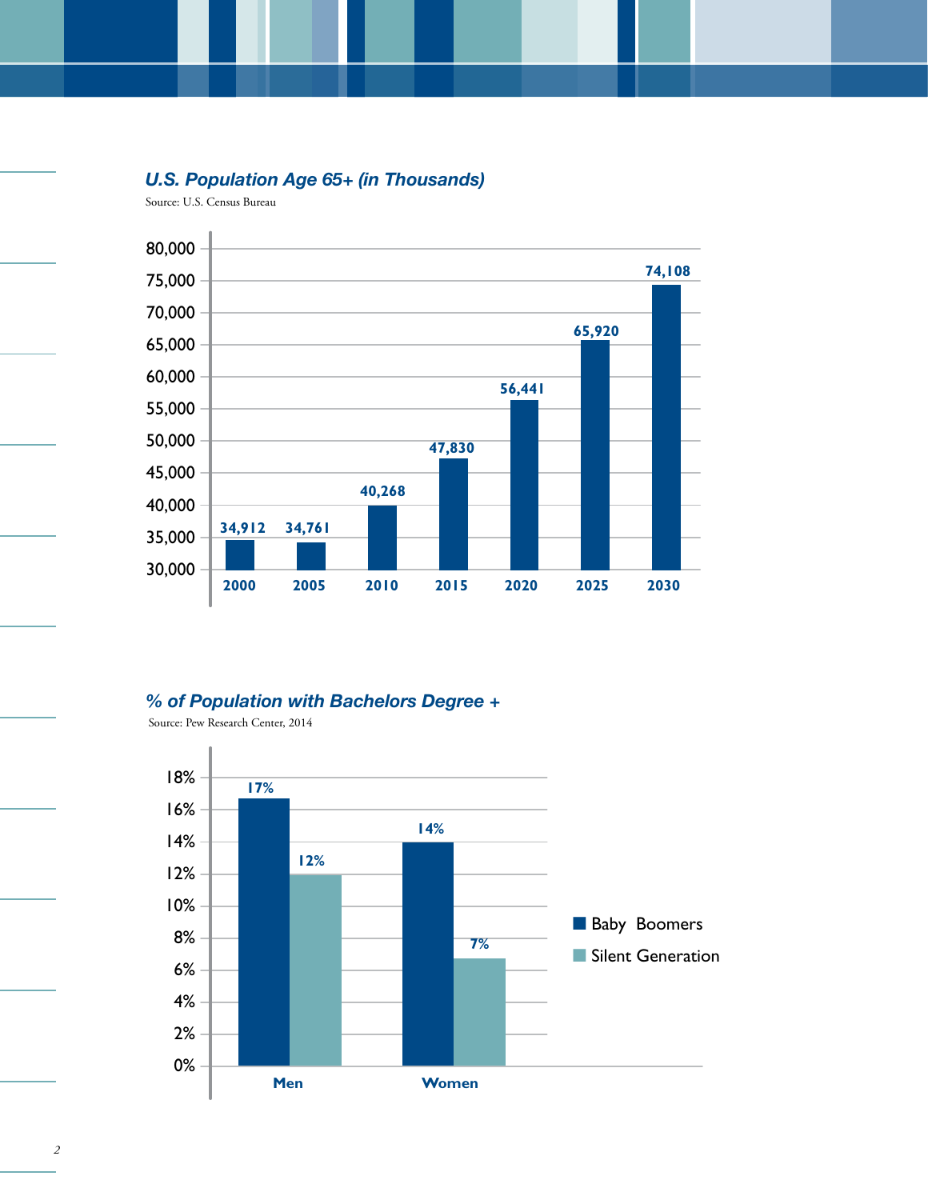## *U.S. Population Age 65+ (in Thousands)*

Source: U.S. Census Bureau

| Year | Population (in Thousands) |
|---|---|
| 2000 | 34,912 |
| 2005 | 34,761 |
| 2010 | 40,268 |
| 2015 | 47,830 |
| 2020 | 56,441 |
| 2025 | 65,920 |
| 2030 | 74,108 |

## *% of Population with Bachelors Degree +*

Source: Pew Research Center, 2014

| | Baby Boomers | Silent Generation |
|---|---|---|
| Men | 17% | 12% |
| Women | 14% | 7% |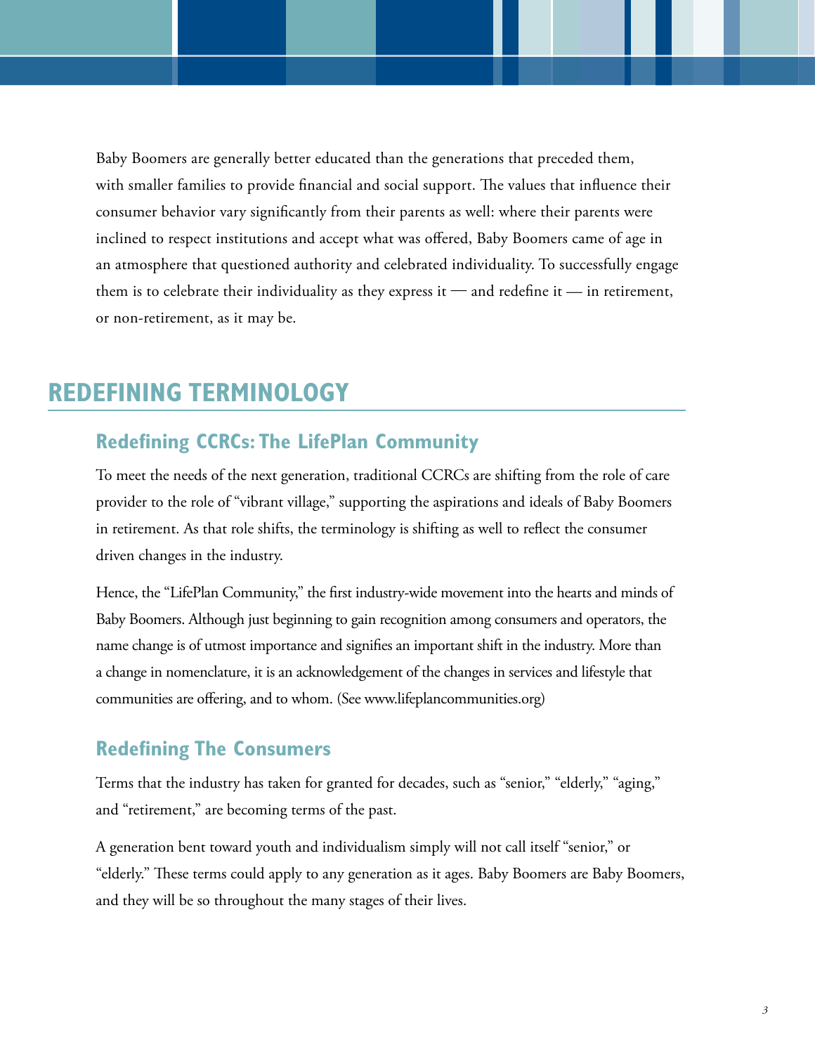Baby Boomers are generally better educated than the generations that preceded them, with smaller families to provide financial and social support. The values that influence their consumer behavior vary significantly from their parents as well: where their parents were inclined to respect institutions and accept what was offered, Baby Boomers came of age in an atmosphere that questioned authority and celebrated individuality. To successfully engage them is to celebrate their individuality as they express it — and redefine it — in retirement, or non-retirement, as it may be.

## REDEFINING TERMINOLOGY

### Redefining CCRCs: The LifePlan Community

To meet the needs of the next generation, traditional CCRCs are shifting from the role of care provider to the role of "vibrant village," supporting the aspirations and ideals of Baby Boomers in retirement. As that role shifts, the terminology is shifting as well to reflect the consumer driven changes in the industry.

Hence, the "LifePlan Community," the first industry-wide movement into the hearts and minds of Baby Boomers. Although just beginning to gain recognition among consumers and operators, the name change is of utmost importance and signifies an important shift in the industry. More than a change in nomenclature, it is an acknowledgement of the changes in services and lifestyle that communities are offering, and to whom. (See www.lifeplancommunities.org)

### Redefining The Consumers

Terms that the industry has taken for granted for decades, such as "senior," "elderly," "aging," and "retirement," are becoming terms of the past.

A generation bent toward youth and individualism simply will not call itself "senior," or "elderly." These terms could apply to any generation as it ages. Baby Boomers are Baby Boomers, and they will be so throughout the many stages of their lives.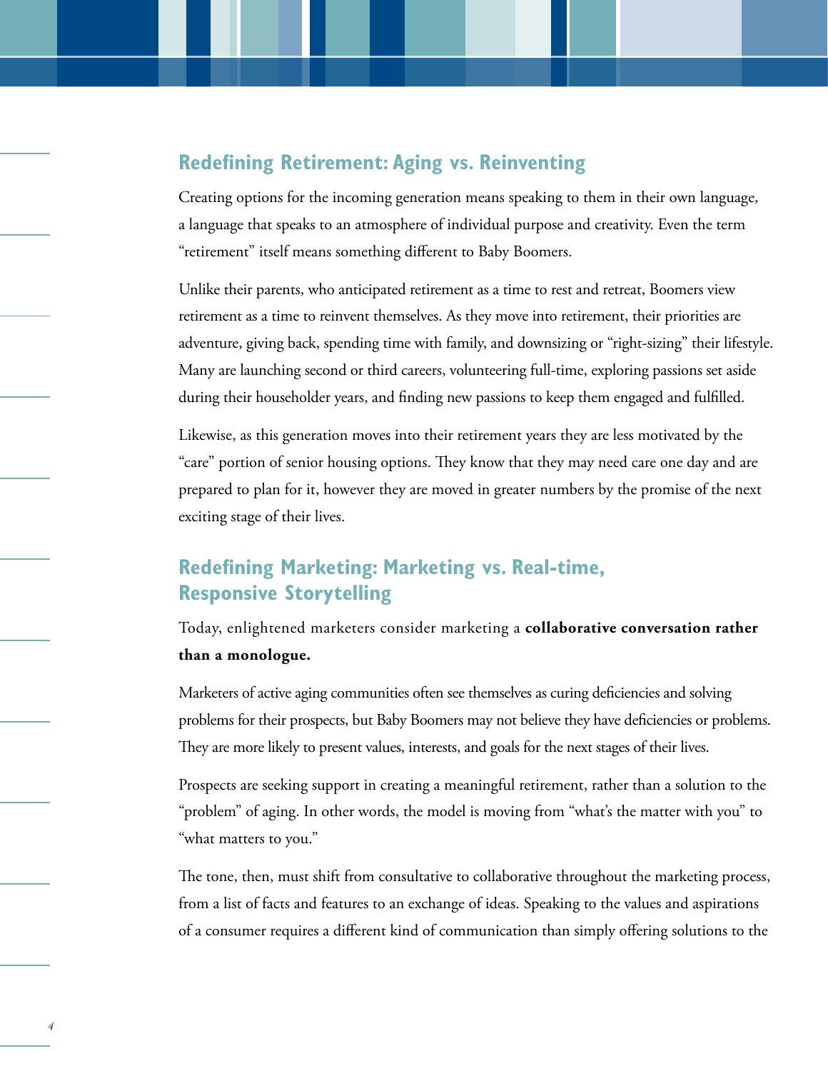## Redefining Retirement: Aging vs. Reinventing

Creating options for the incoming generation means speaking to them in their own language, a language that speaks to an atmosphere of individual purpose and creativity. Even the term "retirement" itself means something different to Baby Boomers.

Unlike their parents, who anticipated retirement as a time to rest and retreat, Boomers view retirement as a time to reinvent themselves. As they move into retirement, their priorities are adventure, giving back, spending time with family, and downsizing or "right-sizing" their lifestyle. Many are launching second or third careers, volunteering full-time, exploring passions set aside during their householder years, and finding new passions to keep them engaged and fulfilled.

Likewise, as this generation moves into their retirement years they are less motivated by the "care" portion of senior housing options. They know that they may need care one day and are prepared to plan for it, however they are moved in greater numbers by the promise of the next exciting stage of their lives.

## Redefining Marketing: Marketing vs. Real-time, Responsive Storytelling

Today, enlightened marketers consider marketing a **collaborative conversation rather than a monologue.**

Marketers of active aging communities often see themselves as curing deficiencies and solving problems for their prospects, but Baby Boomers may not believe they have deficiencies or problems. They are more likely to present values, interests, and goals for the next stages of their lives.

Prospects are seeking support in creating a meaningful retirement, rather than a solution to the "problem" of aging. In other words, the model is moving from "what's the matter with you" to "what matters to you."

The tone, then, must shift from consultative to collaborative throughout the marketing process, from a list of facts and features to an exchange of ideas. Speaking to the values and aspirations of a consumer requires a different kind of communication than simply offering solutions to the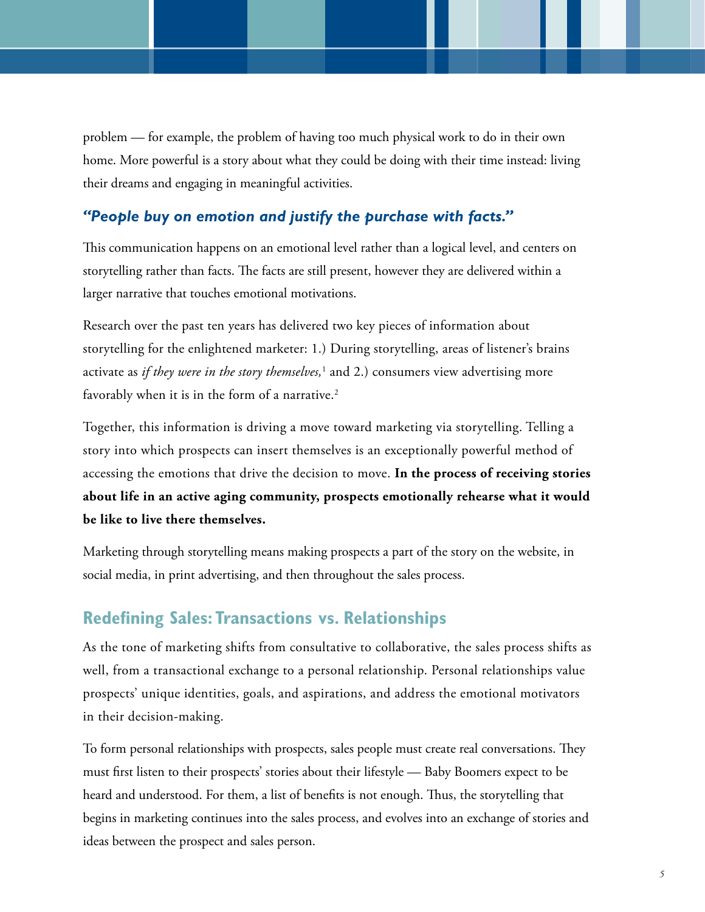problem — for example, the problem of having too much physical work to do in their own home. More powerful is a story about what they could be doing with their time instead: living their dreams and engaging in meaningful activities.

### *"People buy on emotion and justify the purchase with facts."*

This communication happens on an emotional level rather than a logical level, and centers on storytelling rather than facts. The facts are still present, however they are delivered within a larger narrative that touches emotional motivations.

Research over the past ten years has delivered two key pieces of information about storytelling for the enlightened marketer: 1.) During storytelling, areas of listener's brains activate as *if they were in the story themselves,*[1] and 2.) consumers view advertising more favorably when it is in the form of a narrative.[2]

Together, this information is driving a move toward marketing via storytelling. Telling a story into which prospects can insert themselves is an exceptionally powerful method of accessing the emotions that drive the decision to move. **In the process of receiving stories about life in an active aging community, prospects emotionally rehearse what it would be like to live there themselves.**

Marketing through storytelling means making prospects a part of the story on the website, in social media, in print advertising, and then throughout the sales process.

## Redefining Sales: Transactions vs. Relationships

As the tone of marketing shifts from consultative to collaborative, the sales process shifts as well, from a transactional exchange to a personal relationship. Personal relationships value prospects' unique identities, goals, and aspirations, and address the emotional motivators in their decision-making.

To form personal relationships with prospects, sales people must create real conversations. They must first listen to their prospects' stories about their lifestyle — Baby Boomers expect to be heard and understood. For them, a list of benefits is not enough. Thus, the storytelling that begins in marketing continues into the sales process, and evolves into an exchange of stories and ideas between the prospect and sales person.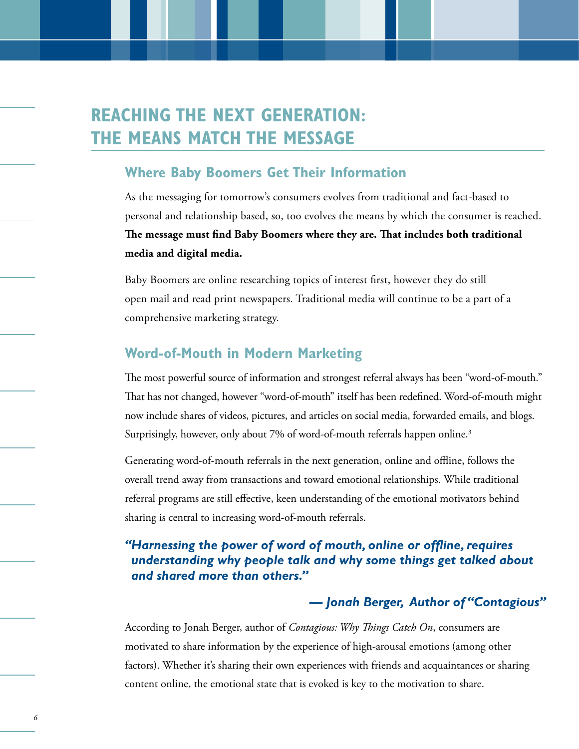# REACHING THE NEXT GENERATION: THE MEANS MATCH THE MESSAGE

## Where Baby Boomers Get Their Information

As the messaging for tomorrow's consumers evolves from traditional and fact-based to personal and relationship based, so, too evolves the means by which the consumer is reached. **The message must find Baby Boomers where they are. That includes both traditional media and digital media.**

Baby Boomers are online researching topics of interest first, however they do still open mail and read print newspapers. Traditional media will continue to be a part of a comprehensive marketing strategy.

## Word-of-Mouth in Modern Marketing

The most powerful source of information and strongest referral always has been "word-of-mouth." That has not changed, however "word-of-mouth" itself has been redefined. Word-of-mouth might now include shares of videos, pictures, and articles on social media, forwarded emails, and blogs. Surprisingly, however, only about 7% of word-of-mouth referrals happen online.[3]

Generating word-of-mouth referrals in the next generation, online and offline, follows the overall trend away from transactions and toward emotional relationships. While traditional referral programs are still effective, keen understanding of the emotional motivators behind sharing is central to increasing word-of-mouth referrals.

> ***"Harnessing the power of word of mouth, online or offline, requires understanding why people talk and why some things get talked about and shared more than others."***
>
> ***— Jonah Berger, Author of "Contagious"***

According to Jonah Berger, author of *Contagious: Why Things Catch On*, consumers are motivated to share information by the experience of high-arousal emotions (among other factors). Whether it's sharing their own experiences with friends and acquaintances or sharing content online, the emotional state that is evoked is key to the motivation to share.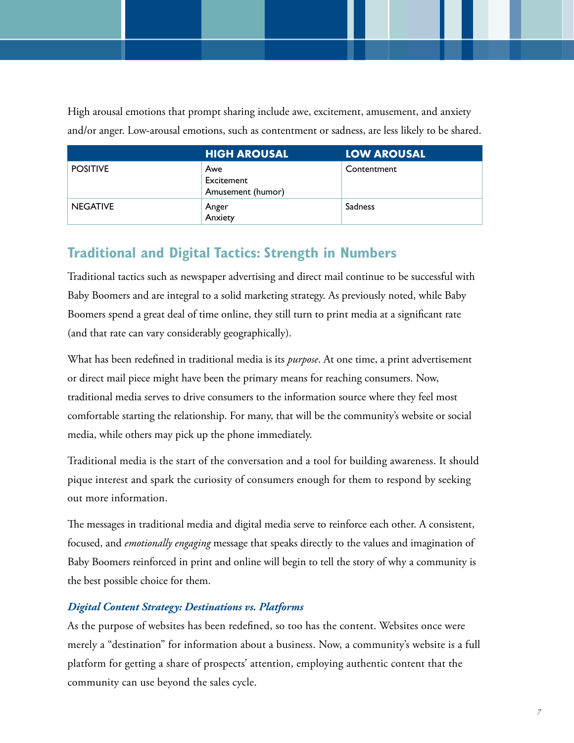High arousal emotions that prompt sharing include awe, excitement, amusement, and anxiety and/or anger. Low-arousal emotions, such as contentment or sadness, are less likely to be shared.

| | HIGH AROUSAL | LOW AROUSAL |
|---|---|---|
| POSITIVE | Awe<br>Excitement<br>Amusement (humor) | Contentment |
| NEGATIVE | Anger<br>Anxiety | Sadness |

## Traditional and Digital Tactics: Strength in Numbers

Traditional tactics such as newspaper advertising and direct mail continue to be successful with Baby Boomers and are integral to a solid marketing strategy. As previously noted, while Baby Boomers spend a great deal of time online, they still turn to print media at a significant rate (and that rate can vary considerably geographically).

What has been redefined in traditional media is its *purpose*. At one time, a print advertisement or direct mail piece might have been the primary means for reaching consumers. Now, traditional media serves to drive consumers to the information source where they feel most comfortable starting the relationship. For many, that will be the community's website or social media, while others may pick up the phone immediately.

Traditional media is the start of the conversation and a tool for building awareness. It should pique interest and spark the curiosity of consumers enough for them to respond by seeking out more information.

The messages in traditional media and digital media serve to reinforce each other. A consistent, focused, and *emotionally engaging* message that speaks directly to the values and imagination of Baby Boomers reinforced in print and online will begin to tell the story of why a community is the best possible choice for them.

### *Digital Content Strategy: Destinations vs. Platforms*

As the purpose of websites has been redefined, so too has the content. Websites once were merely a "destination" for information about a business. Now, a community's website is a full platform for getting a share of prospects' attention, employing authentic content that the community can use beyond the sales cycle.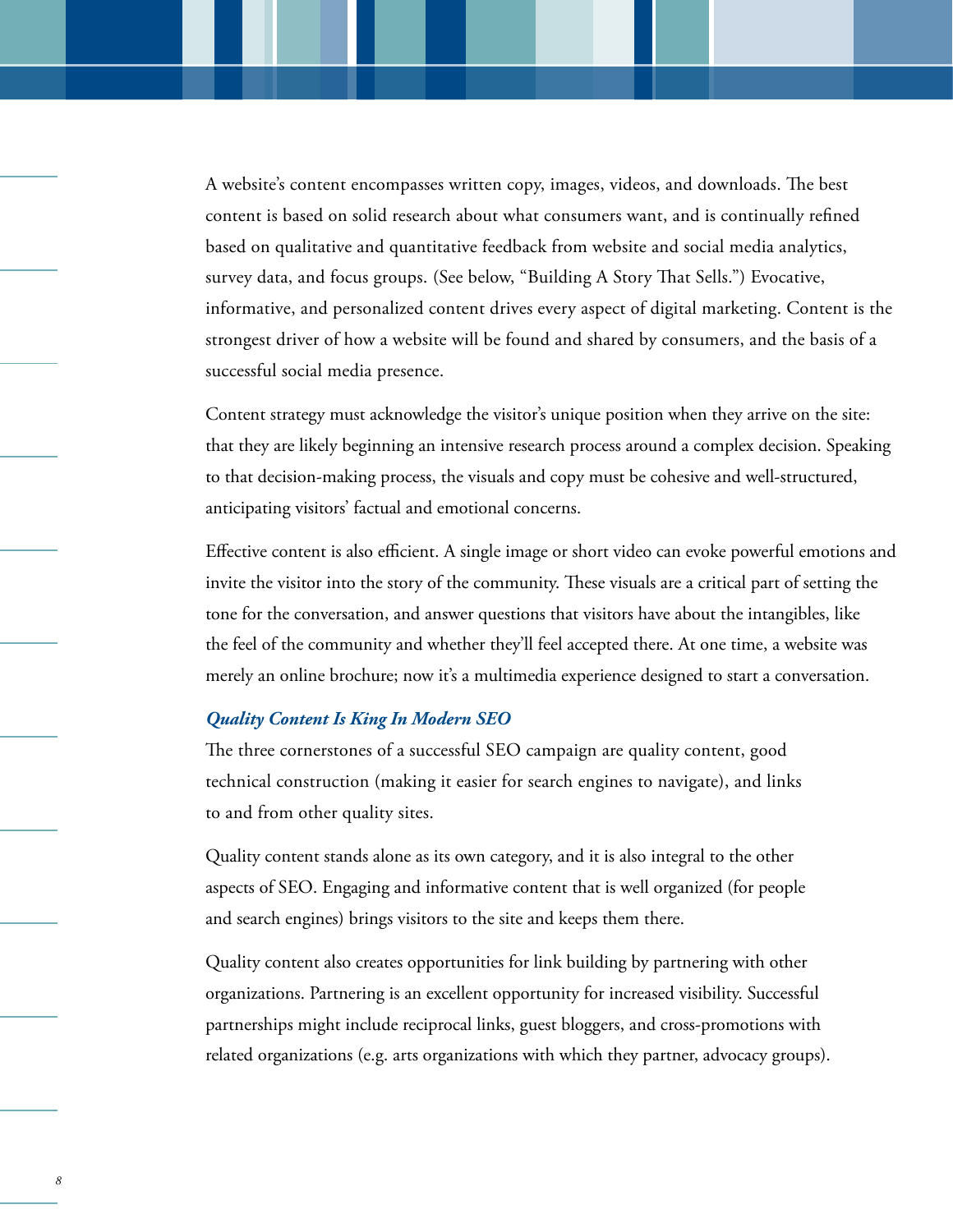A website's content encompasses written copy, images, videos, and downloads. The best content is based on solid research about what consumers want, and is continually refined based on qualitative and quantitative feedback from website and social media analytics, survey data, and focus groups. (See below, "Building A Story That Sells.") Evocative, informative, and personalized content drives every aspect of digital marketing. Content is the strongest driver of how a website will be found and shared by consumers, and the basis of a successful social media presence.

Content strategy must acknowledge the visitor's unique position when they arrive on the site: that they are likely beginning an intensive research process around a complex decision. Speaking to that decision-making process, the visuals and copy must be cohesive and well-structured, anticipating visitors' factual and emotional concerns.

Effective content is also efficient. A single image or short video can evoke powerful emotions and invite the visitor into the story of the community. These visuals are a critical part of setting the tone for the conversation, and answer questions that visitors have about the intangibles, like the feel of the community and whether they'll feel accepted there. At one time, a website was merely an online brochure; now it's a multimedia experience designed to start a conversation.

### *Quality Content Is King In Modern SEO*

The three cornerstones of a successful SEO campaign are quality content, good technical construction (making it easier for search engines to navigate), and links to and from other quality sites.

Quality content stands alone as its own category, and it is also integral to the other aspects of SEO. Engaging and informative content that is well organized (for people and search engines) brings visitors to the site and keeps them there.

Quality content also creates opportunities for link building by partnering with other organizations. Partnering is an excellent opportunity for increased visibility. Successful partnerships might include reciprocal links, guest bloggers, and cross-promotions with related organizations (e.g. arts organizations with which they partner, advocacy groups).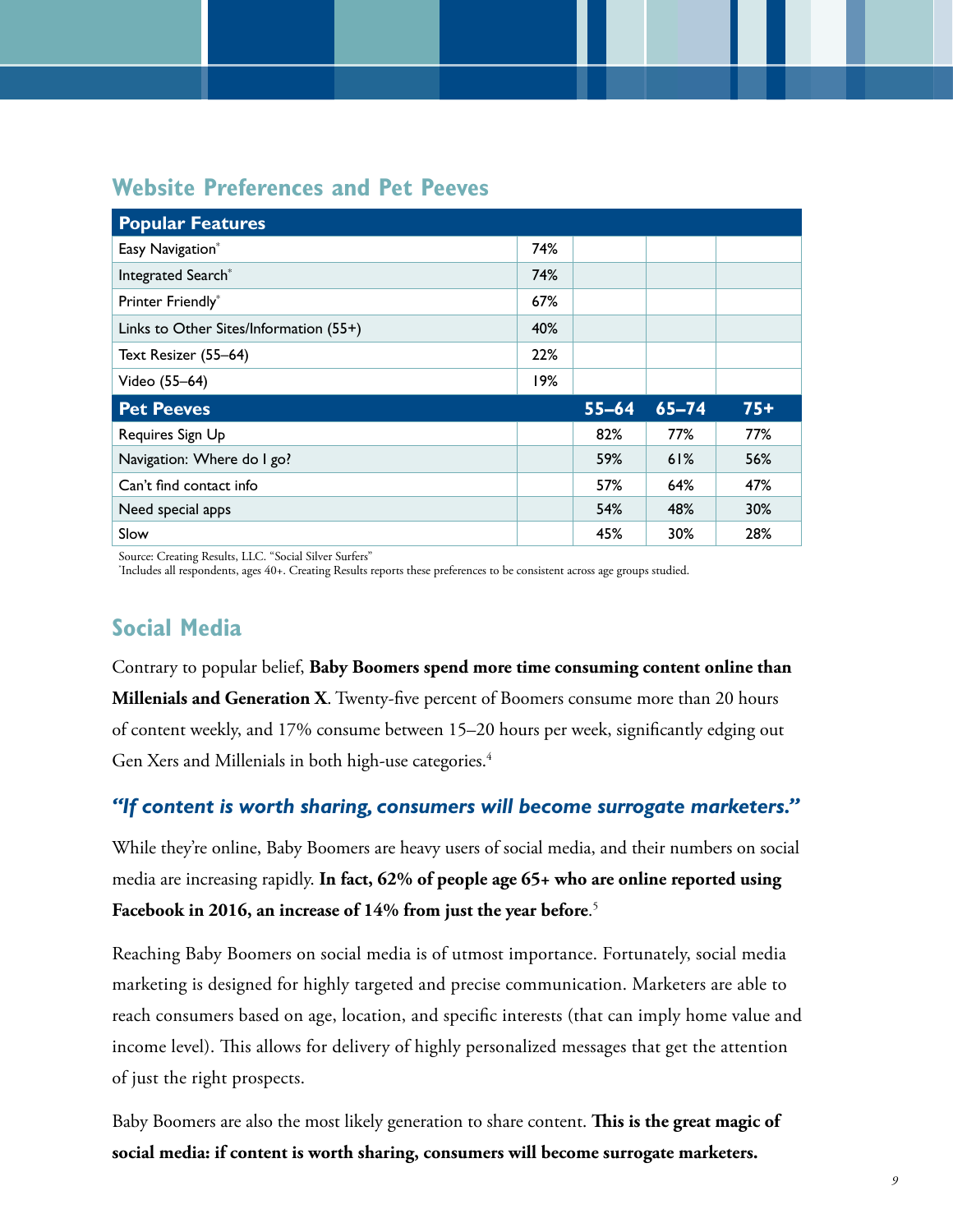## Website Preferences and Pet Peeves

| Popular Features | | | | |
|---|---|---|---|---|
| Easy Navigation* | 74% | | | |
| Integrated Search* | 74% | | | |
| Printer Friendly* | 67% | | | |
| Links to Other Sites/Information (55+) | 40% | | | |
| Text Resizer (55–64) | 22% | | | |
| Video (55–64) | 19% | | | |
| **Pet Peeves** | | **55–64** | **65–74** | **75+** |
| Requires Sign Up | | 82% | 77% | 77% |
| Navigation: Where do I go? | | 59% | 61% | 56% |
| Can't find contact info | | 57% | 64% | 47% |
| Need special apps | | 54% | 48% | 30% |
| Slow | | 45% | 30% | 28% |

Source: Creating Results, LLC. "Social Silver Surfers"
*Includes all respondents, ages 40+. Creating Results reports these preferences to be consistent across age groups studied.

## Social Media

Contrary to popular belief, **Baby Boomers spend more time consuming content online than Millenials and Generation X**. Twenty-five percent of Boomers consume more than 20 hours of content weekly, and 17% consume between 15–20 hours per week, significantly edging out Gen Xers and Millenials in both high-use categories.[4]

***"If content is worth sharing, consumers will become surrogate marketers."***

While they're online, Baby Boomers are heavy users of social media, and their numbers on social media are increasing rapidly. **In fact, 62% of people age 65+ who are online reported using Facebook in 2016, an increase of 14% from just the year before**.[5]

Reaching Baby Boomers on social media is of utmost importance. Fortunately, social media marketing is designed for highly targeted and precise communication. Marketers are able to reach consumers based on age, location, and specific interests (that can imply home value and income level). This allows for delivery of highly personalized messages that get the attention of just the right prospects.

Baby Boomers are also the most likely generation to share content. **This is the great magic of social media: if content is worth sharing, consumers will become surrogate marketers.**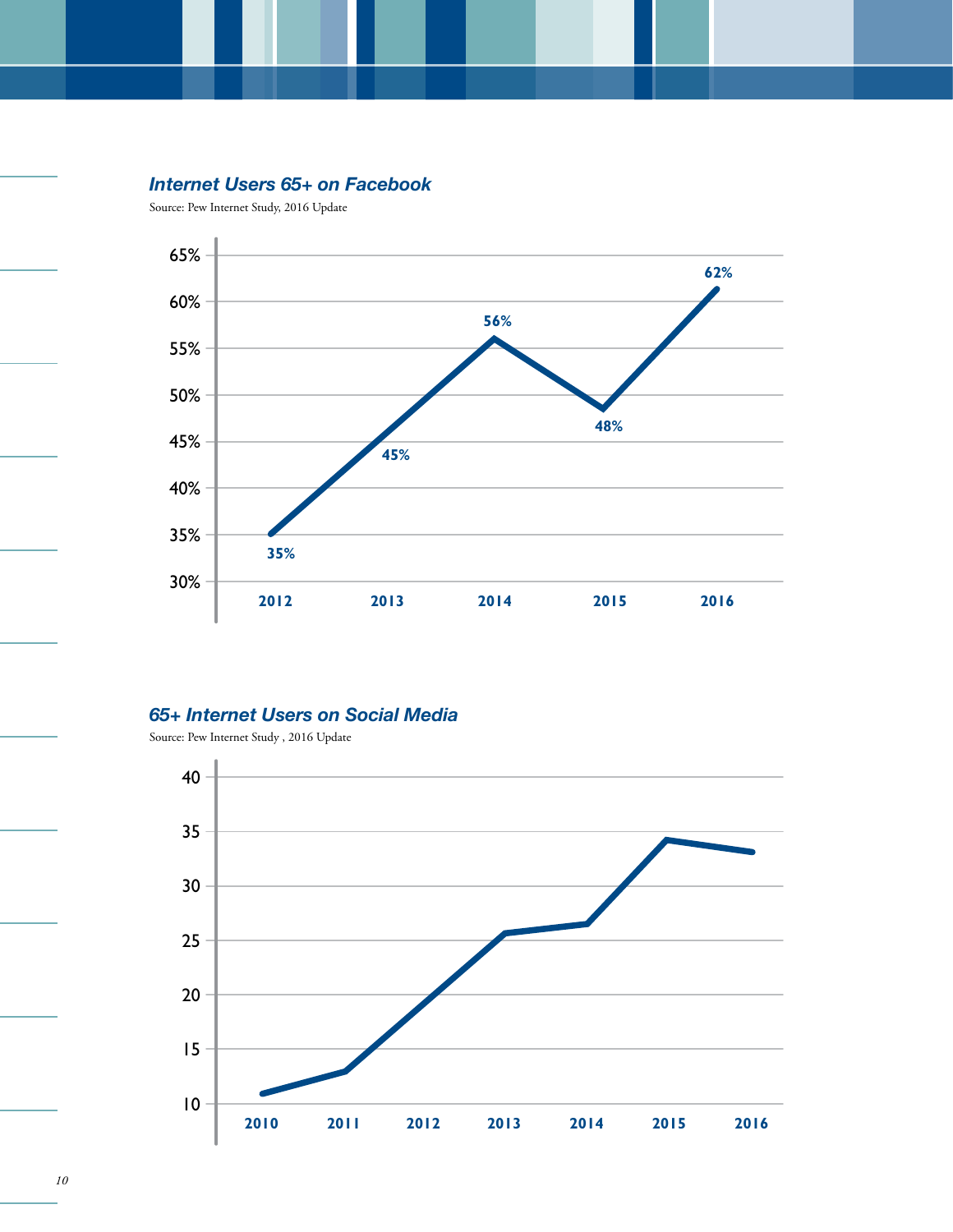### *Internet Users 65+ on Facebook*

Source: Pew Internet Study, 2016 Update

| Year | Percentage |
|---|---|
| 2012 | 35% |
| 2013 | 45% |
| 2014 | 56% |
| 2015 | 48% |
| 2016 | 62% |

### *65+ Internet Users on Social Media*

Source: Pew Internet Study , 2016 Update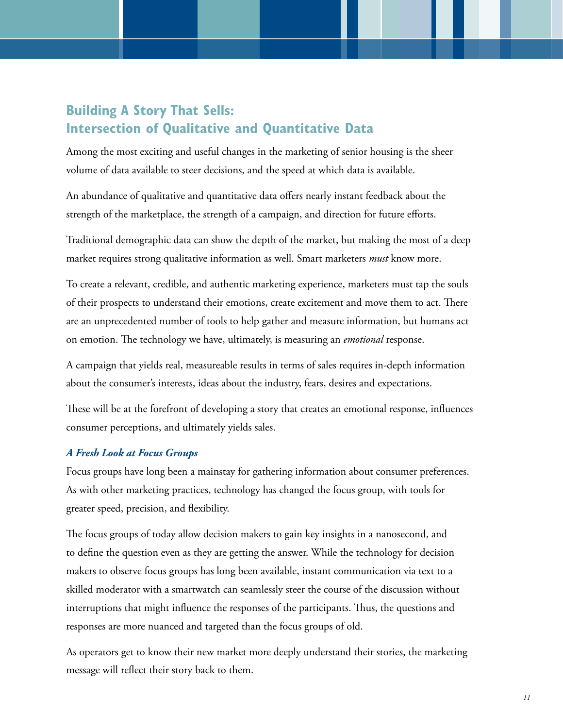## Building A Story That Sells: Intersection of Qualitative and Quantitative Data

Among the most exciting and useful changes in the marketing of senior housing is the sheer volume of data available to steer decisions, and the speed at which data is available.

An abundance of qualitative and quantitative data offers nearly instant feedback about the strength of the marketplace, the strength of a campaign, and direction for future efforts.

Traditional demographic data can show the depth of the market, but making the most of a deep market requires strong qualitative information as well. Smart marketers *must* know more.

To create a relevant, credible, and authentic marketing experience, marketers must tap the souls of their prospects to understand their emotions, create excitement and move them to act. There are an unprecedented number of tools to help gather and measure information, but humans act on emotion. The technology we have, ultimately, is measuring an *emotional* response.

A campaign that yields real, measureable results in terms of sales requires in-depth information about the consumer's interests, ideas about the industry, fears, desires and expectations.

These will be at the forefront of developing a story that creates an emotional response, influences consumer perceptions, and ultimately yields sales.

### *A Fresh Look at Focus Groups*

Focus groups have long been a mainstay for gathering information about consumer preferences. As with other marketing practices, technology has changed the focus group, with tools for greater speed, precision, and flexibility.

The focus groups of today allow decision makers to gain key insights in a nanosecond, and to define the question even as they are getting the answer. While the technology for decision makers to observe focus groups has long been available, instant communication via text to a skilled moderator with a smartwatch can seamlessly steer the course of the discussion without interruptions that might influence the responses of the participants. Thus, the questions and responses are more nuanced and targeted than the focus groups of old.

As operators get to know their new market more deeply understand their stories, the marketing message will reflect their story back to them.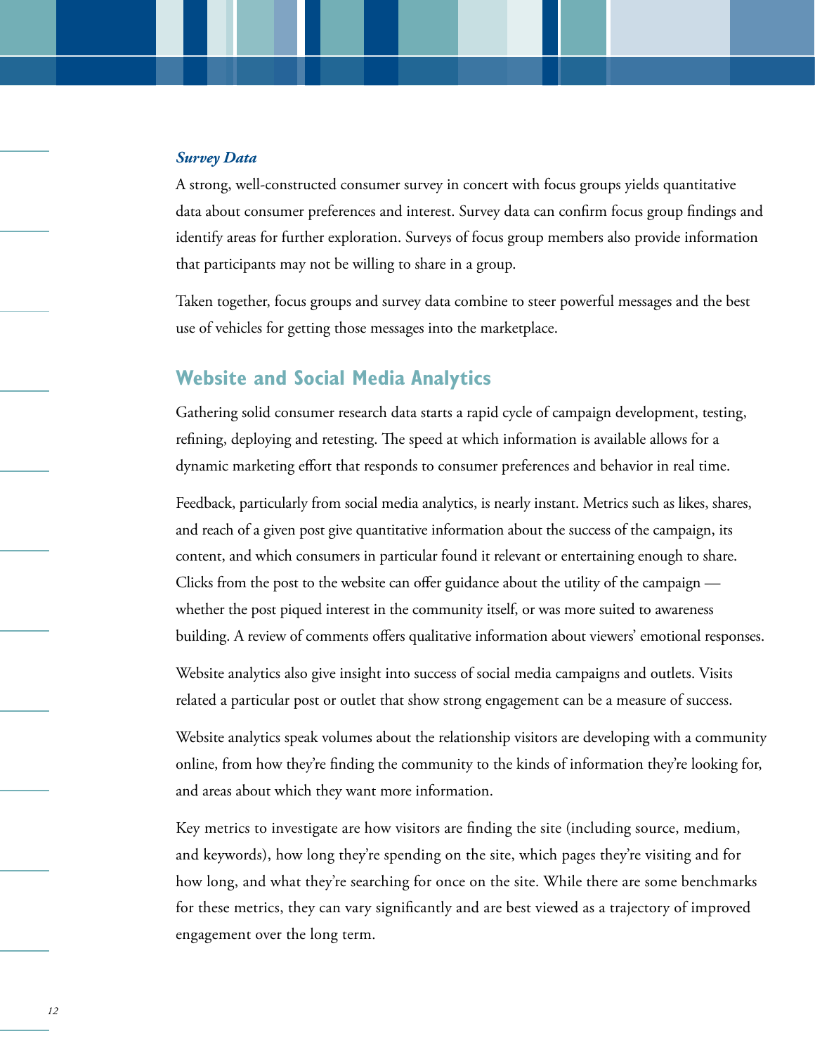### *Survey Data*

A strong, well-constructed consumer survey in concert with focus groups yields quantitative data about consumer preferences and interest. Survey data can confirm focus group findings and identify areas for further exploration. Surveys of focus group members also provide information that participants may not be willing to share in a group.

Taken together, focus groups and survey data combine to steer powerful messages and the best use of vehicles for getting those messages into the marketplace.

## Website and Social Media Analytics

Gathering solid consumer research data starts a rapid cycle of campaign development, testing, refining, deploying and retesting. The speed at which information is available allows for a dynamic marketing effort that responds to consumer preferences and behavior in real time.

Feedback, particularly from social media analytics, is nearly instant. Metrics such as likes, shares, and reach of a given post give quantitative information about the success of the campaign, its content, and which consumers in particular found it relevant or entertaining enough to share. Clicks from the post to the website can offer guidance about the utility of the campaign — whether the post piqued interest in the community itself, or was more suited to awareness building. A review of comments offers qualitative information about viewers' emotional responses.

Website analytics also give insight into success of social media campaigns and outlets. Visits related a particular post or outlet that show strong engagement can be a measure of success.

Website analytics speak volumes about the relationship visitors are developing with a community online, from how they're finding the community to the kinds of information they're looking for, and areas about which they want more information.

Key metrics to investigate are how visitors are finding the site (including source, medium, and keywords), how long they're spending on the site, which pages they're visiting and for how long, and what they're searching for once on the site. While there are some benchmarks for these metrics, they can vary significantly and are best viewed as a trajectory of improved engagement over the long term.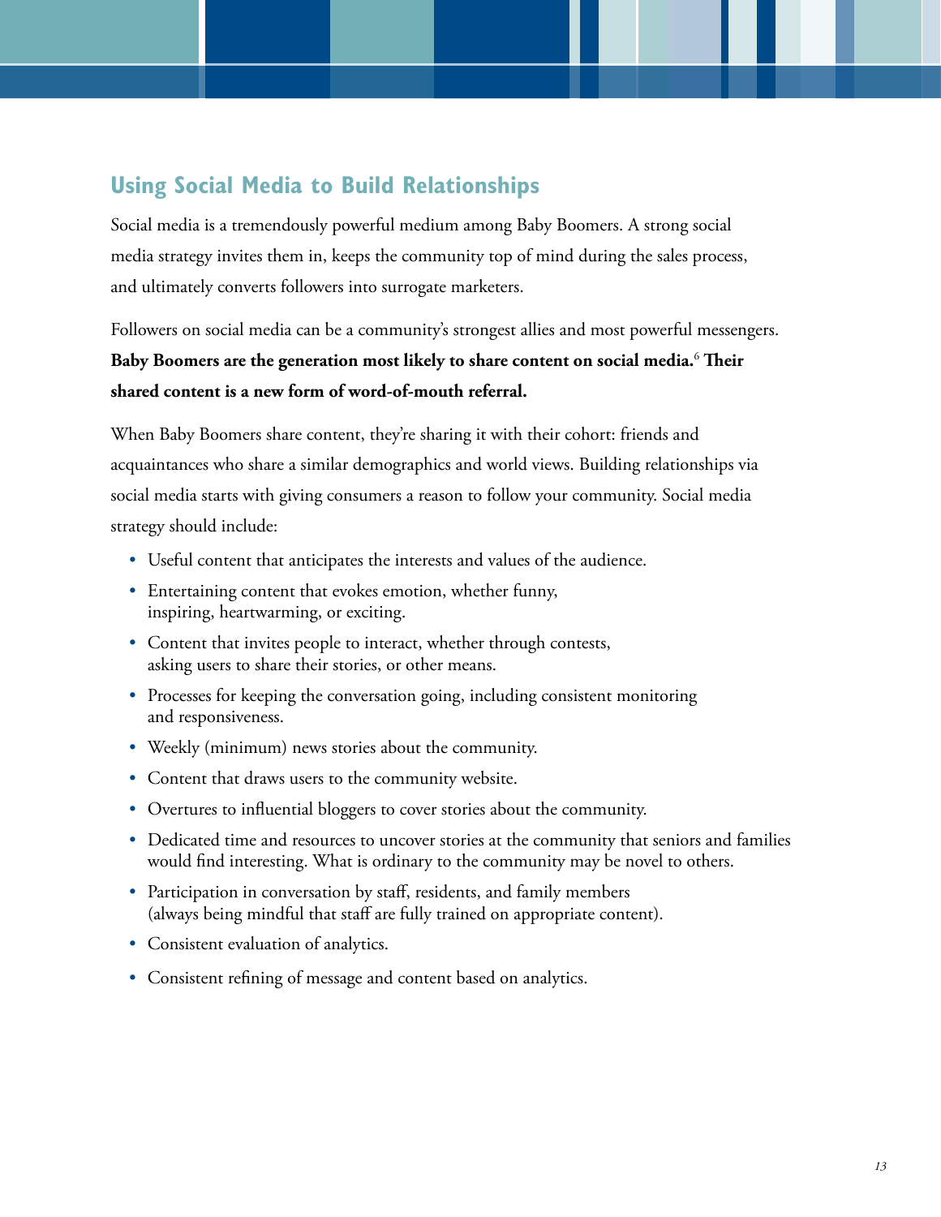## Using Social Media to Build Relationships

Social media is a tremendously powerful medium among Baby Boomers. A strong social media strategy invites them in, keeps the community top of mind during the sales process, and ultimately converts followers into surrogate marketers.

Followers on social media can be a community's strongest allies and most powerful messengers. **Baby Boomers are the generation most likely to share content on social media.[6] Their shared content is a new form of word-of-mouth referral.**

When Baby Boomers share content, they're sharing it with their cohort: friends and acquaintances who share a similar demographics and world views. Building relationships via social media starts with giving consumers a reason to follow your community. Social media strategy should include:

- Useful content that anticipates the interests and values of the audience.
- Entertaining content that evokes emotion, whether funny, inspiring, heartwarming, or exciting.
- Content that invites people to interact, whether through contests, asking users to share their stories, or other means.
- Processes for keeping the conversation going, including consistent monitoring and responsiveness.
- Weekly (minimum) news stories about the community.
- Content that draws users to the community website.
- Overtures to influential bloggers to cover stories about the community.
- Dedicated time and resources to uncover stories at the community that seniors and families would find interesting. What is ordinary to the community may be novel to others.
- Participation in conversation by staff, residents, and family members (always being mindful that staff are fully trained on appropriate content).
- Consistent evaluation of analytics.
- Consistent refining of message and content based on analytics.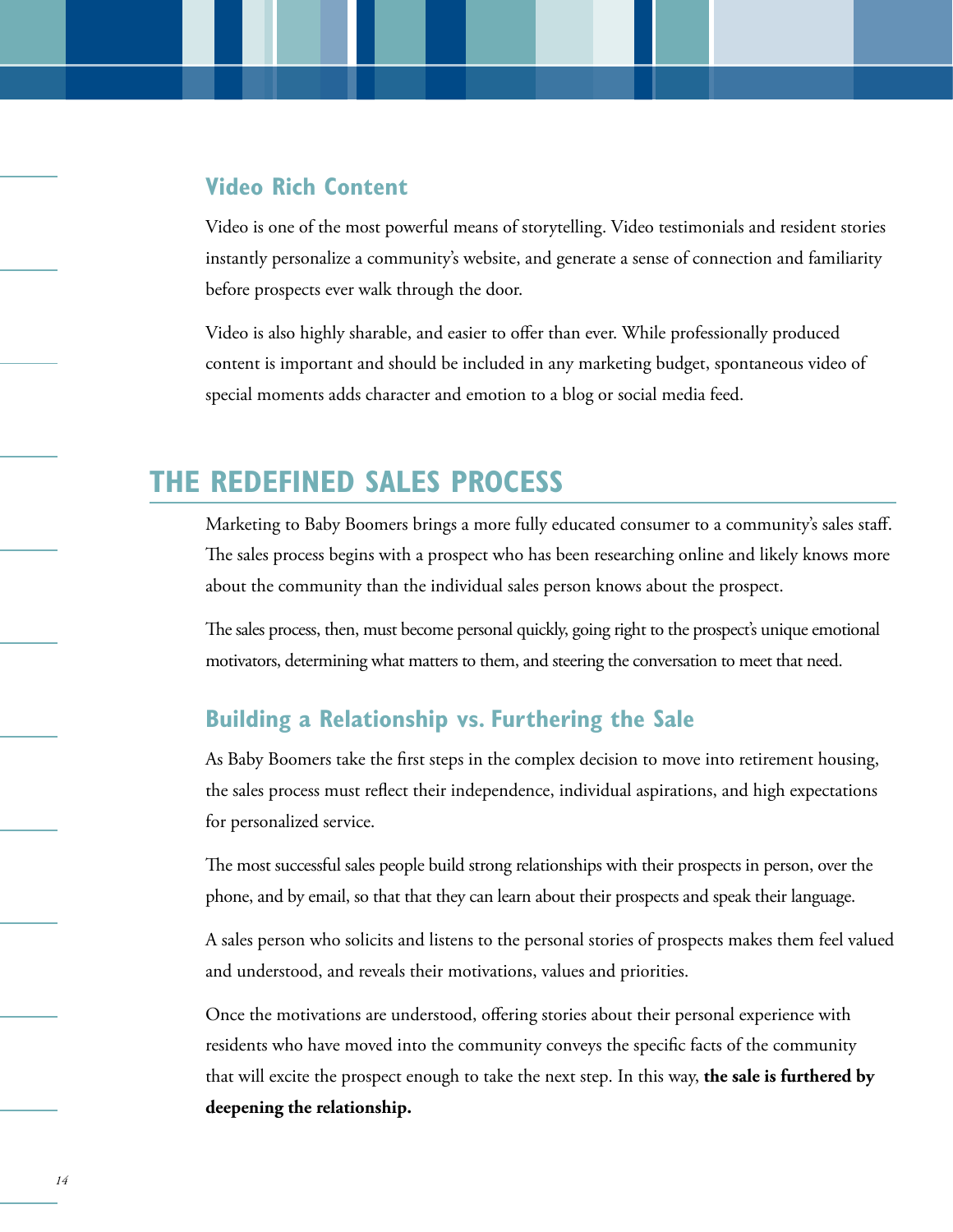### Video Rich Content

Video is one of the most powerful means of storytelling. Video testimonials and resident stories instantly personalize a community's website, and generate a sense of connection and familiarity before prospects ever walk through the door.

Video is also highly sharable, and easier to offer than ever. While professionally produced content is important and should be included in any marketing budget, spontaneous video of special moments adds character and emotion to a blog or social media feed.

## THE REDEFINED SALES PROCESS

Marketing to Baby Boomers brings a more fully educated consumer to a community's sales staff. The sales process begins with a prospect who has been researching online and likely knows more about the community than the individual sales person knows about the prospect.

The sales process, then, must become personal quickly, going right to the prospect's unique emotional motivators, determining what matters to them, and steering the conversation to meet that need.

### Building a Relationship vs. Furthering the Sale

As Baby Boomers take the first steps in the complex decision to move into retirement housing, the sales process must reflect their independence, individual aspirations, and high expectations for personalized service.

The most successful sales people build strong relationships with their prospects in person, over the phone, and by email, so that that they can learn about their prospects and speak their language.

A sales person who solicits and listens to the personal stories of prospects makes them feel valued and understood, and reveals their motivations, values and priorities.

Once the motivations are understood, offering stories about their personal experience with residents who have moved into the community conveys the specific facts of the community that will excite the prospect enough to take the next step. In this way, **the sale is furthered by deepening the relationship.**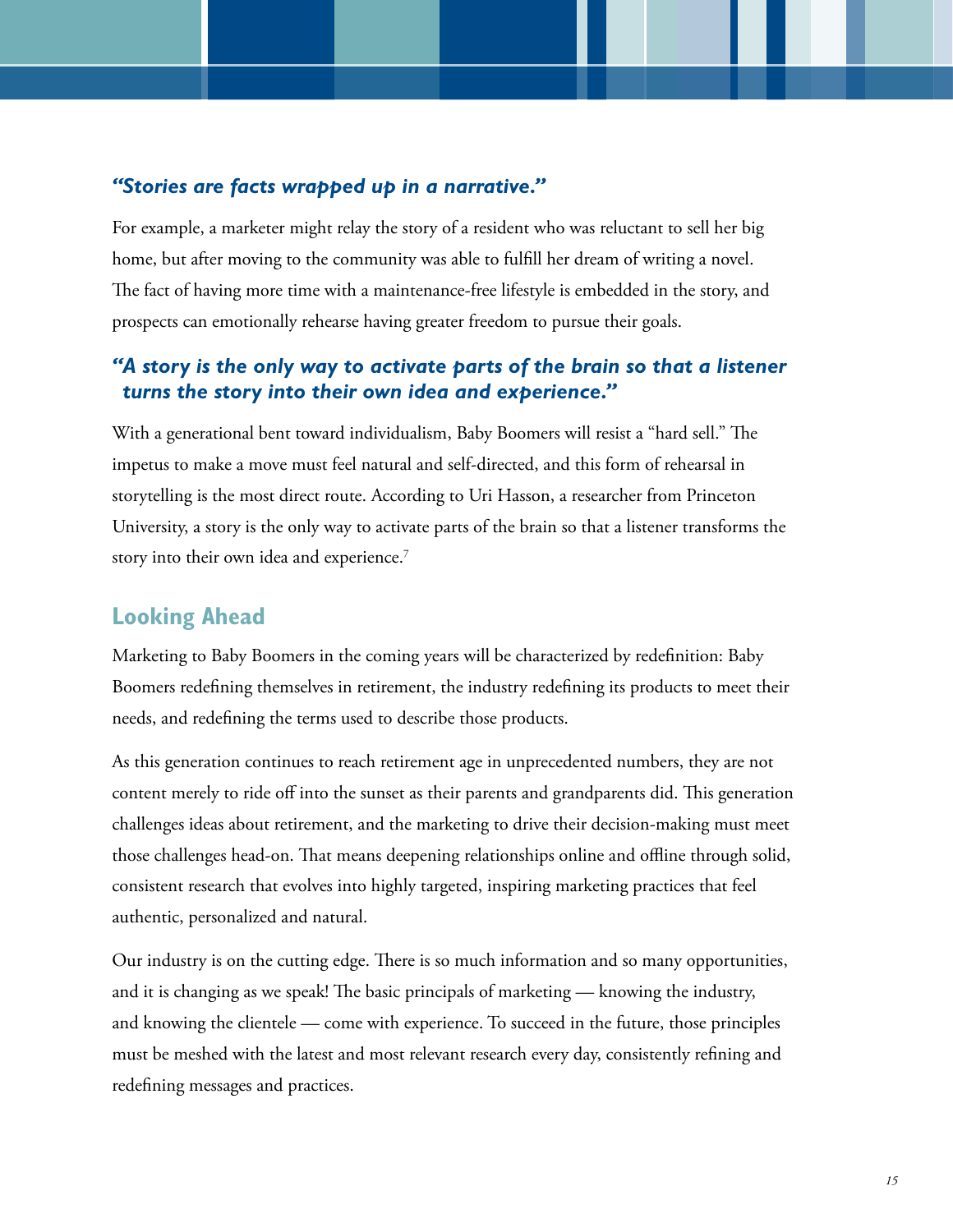***"Stories are facts wrapped up in a narrative."***

For example, a marketer might relay the story of a resident who was reluctant to sell her big home, but after moving to the community was able to fulfill her dream of writing a novel. The fact of having more time with a maintenance-free lifestyle is embedded in the story, and prospects can emotionally rehearse having greater freedom to pursue their goals.

***"A story is the only way to activate parts of the brain so that a listener turns the story into their own idea and experience."***

With a generational bent toward individualism, Baby Boomers will resist a "hard sell." The impetus to make a move must feel natural and self-directed, and this form of rehearsal in storytelling is the most direct route. According to Uri Hasson, a researcher from Princeton University, a story is the only way to activate parts of the brain so that a listener transforms the story into their own idea and experience.[7]

## Looking Ahead

Marketing to Baby Boomers in the coming years will be characterized by redefinition: Baby Boomers redefining themselves in retirement, the industry redefining its products to meet their needs, and redefining the terms used to describe those products.

As this generation continues to reach retirement age in unprecedented numbers, they are not content merely to ride off into the sunset as their parents and grandparents did. This generation challenges ideas about retirement, and the marketing to drive their decision-making must meet those challenges head-on. That means deepening relationships online and offline through solid, consistent research that evolves into highly targeted, inspiring marketing practices that feel authentic, personalized and natural.

Our industry is on the cutting edge. There is so much information and so many opportunities, and it is changing as we speak! The basic principals of marketing — knowing the industry, and knowing the clientele — come with experience. To succeed in the future, those principles must be meshed with the latest and most relevant research every day, consistently refining and redefining messages and practices.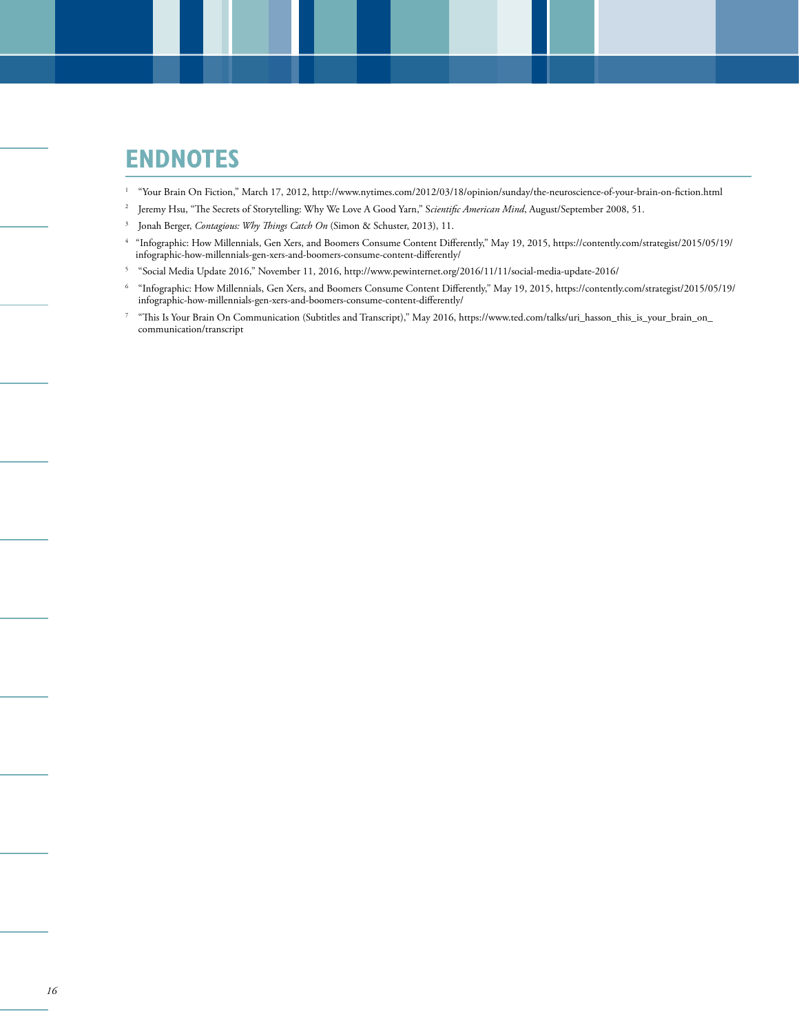# ENDNOTES

1. "Your Brain On Fiction," March 17, 2012, http://www.nytimes.com/2012/03/18/opinion/sunday/the-neuroscience-of-your-brain-on-fiction.html
2. Jeremy Hsu, "The Secrets of Storytelling: Why We Love A Good Yarn," S*cientific American Mind*, August/September 2008, 51.
3. Jonah Berger, *Contagious: Why Things Catch On* (Simon & Schuster, 2013), 11.
4. "Infographic: How Millennials, Gen Xers, and Boomers Consume Content Differently," May 19, 2015, https://contently.com/strategist/2015/05/19/infographic-how-millennials-gen-xers-and-boomers-consume-content-differently/
5. "Social Media Update 2016," November 11, 2016, http://www.pewinternet.org/2016/11/11/social-media-update-2016/
6. "Infographic: How Millennials, Gen Xers, and Boomers Consume Content Differently," May 19, 2015, https://contently.com/strategist/2015/05/19/infographic-how-millennials-gen-xers-and-boomers-consume-content-differently/
7. "This Is Your Brain On Communication (Subtitles and Transcript)," May 2016, https://www.ted.com/talks/uri_hasson_this_is_your_brain_on_communication/transcript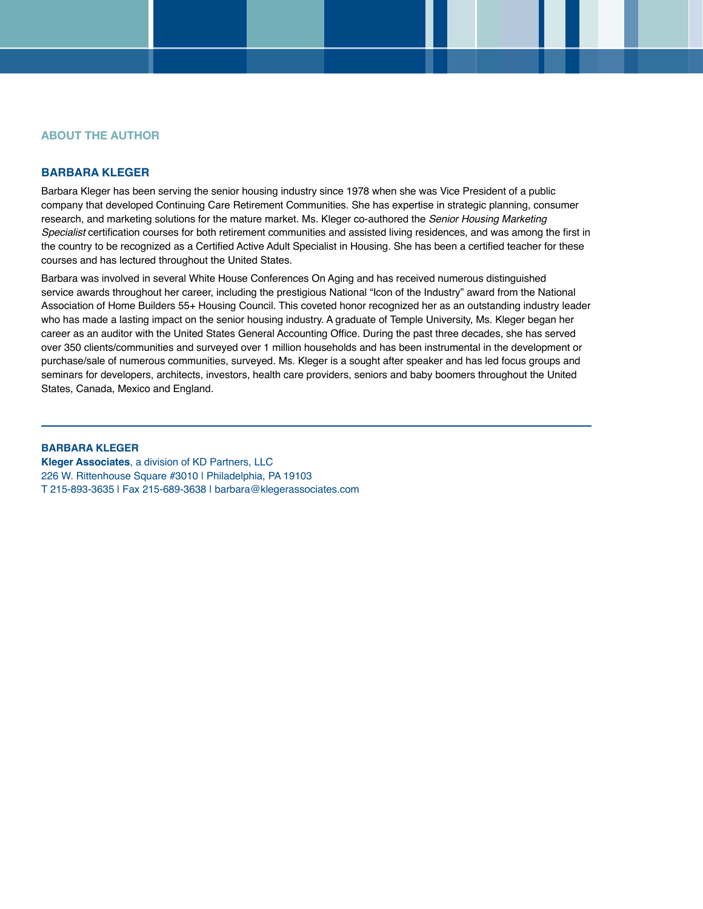## ABOUT THE AUTHOR

### BARBARA KLEGER

Barbara Kleger has been serving the senior housing industry since 1978 when she was Vice President of a public company that developed Continuing Care Retirement Communities. She has expertise in strategic planning, consumer research, and marketing solutions for the mature market. Ms. Kleger co-authored the *Senior Housing Marketing Specialist* certification courses for both retirement communities and assisted living residences, and was among the first in the country to be recognized as a Certified Active Adult Specialist in Housing. She has been a certified teacher for these courses and has lectured throughout the United States.

Barbara was involved in several White House Conferences On Aging and has received numerous distinguished service awards throughout her career, including the prestigious National "Icon of the Industry" award from the National Association of Home Builders 55+ Housing Council. This coveted honor recognized her as an outstanding industry leader who has made a lasting impact on the senior housing industry. A graduate of Temple University, Ms. Kleger began her career as an auditor with the United States General Accounting Office. During the past three decades, she has served over 350 clients/communities and surveyed over 1 million households and has been instrumental in the development or purchase/sale of numerous communities, surveyed. Ms. Kleger is a sought after speaker and has led focus groups and seminars for developers, architects, investors, health care providers, seniors and baby boomers throughout the United States, Canada, Mexico and England.

---

**BARBARA KLEGER**
**Kleger Associates**, a division of KD Partners, LLC
226 W. Rittenhouse Square #3010 | Philadelphia, PA 19103
T 215-893-3635 | Fax 215-689-3638 | barbara@klegerassociates.com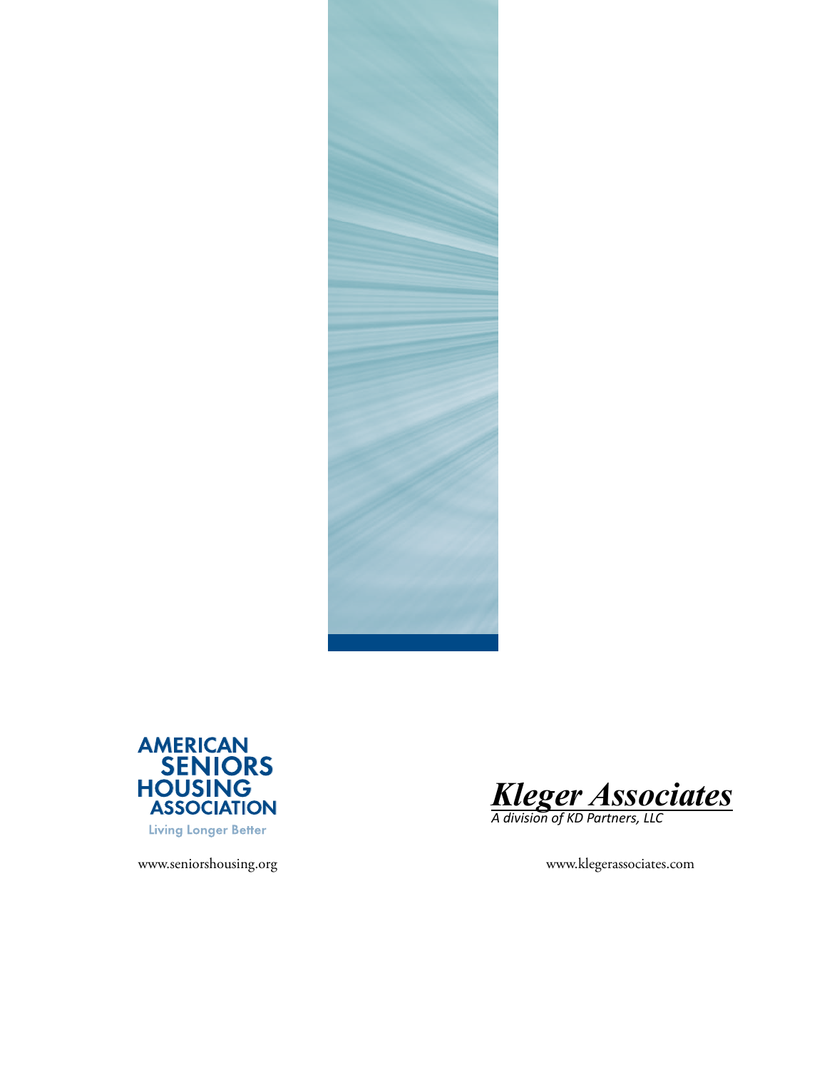AMERICAN SENIORS HOUSING ASSOCIATION

Living Longer Better

www.seniorshousing.org

***Kleger Associates***

*A division of KD Partners, LLC*

www.klegerassociates.com